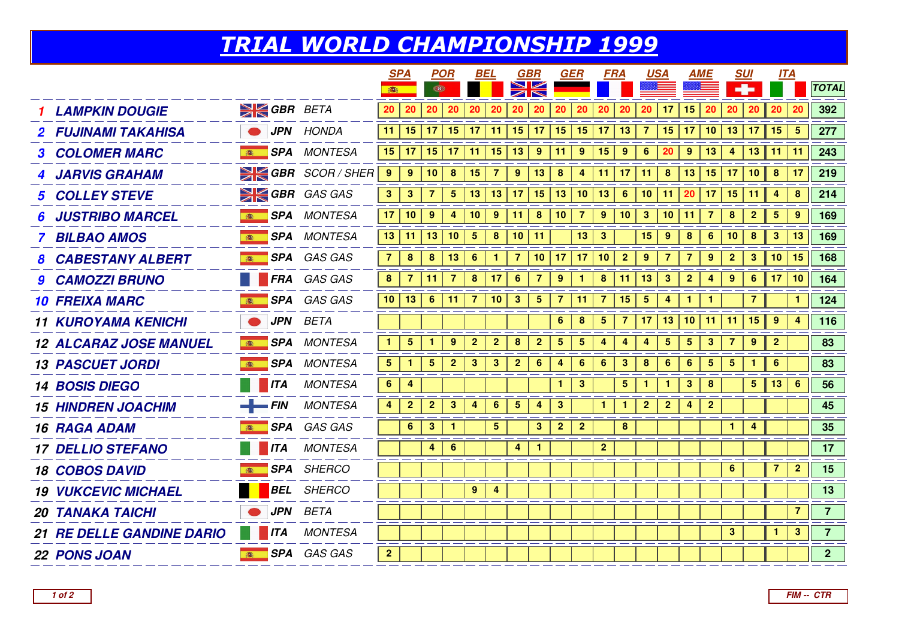# TRIAL WORLD CHAMPIONSHIP 1999

| | Rider | Nation | Make | SPA | | POR | | BEL | | GBR | | GER | | FRA | | USA | | AME | | SUI | | ITA | | TOTAL |
|---|---|---|---|---|---|---|---|---|---|---|---|---|---|---|---|---|---|---|---|---|---|---|---|---|
| 1 | LAMPKIN DOUGIE | GBR | BETA | 20 | 20 | 20 | 20 | 20 | 20 | 20 | 20 | 20 | 20 | 20 | 20 | 20 | 17 | 15 | 20 | 20 | 20 | 20 | 20 | 392 |
| 2 | FUJINAMI TAKAHISA | JPN | HONDA | 11 | 15 | 17 | 15 | 17 | 11 | 15 | 17 | 15 | 15 | 17 | 13 | 7 | 15 | 17 | 10 | 13 | 17 | 15 | 5 | 277 |
| 3 | COLOMER MARC | SPA | MONTESA | 15 | 17 | 15 | 17 | 11 | 15 | 13 | 9 | 11 | 9 | 15 | 9 | 6 | 20 | 9 | 13 | 4 | 13 | 11 | 11 | 243 |
| 4 | JARVIS GRAHAM | GBR | SCOR / SHER | 9 | 9 | 10 | 8 | 15 | 7 | 9 | 13 | 8 | 4 | 11 | 17 | 11 | 8 | 13 | 15 | 17 | 10 | 8 | 17 | 219 |
| 5 | COLLEY STEVE | GBR | GAS GAS | 3 | 3 | 7 | 5 | 13 | 13 | 17 | 15 | 13 | 10 | 13 | 6 | 10 | 11 | 20 | 17 | 15 | 11 | 4 | 8 | 214 |
| 6 | JUSTRIBO MARCEL | SPA | MONTESA | 17 | 10 | 9 | 4 | 10 | 9 | 11 | 8 | 10 | 7 | 9 | 10 | 3 | 10 | 11 | 7 | 8 | 2 | 5 | 9 | 169 |
| 7 | BILBAO AMOS | SPA | MONTESA | 13 | 11 | 13 | 10 | 5 | 8 | 10 | 11 | | 13 | 3 | | 15 | 9 | 8 | 6 | 10 | 8 | 3 | 13 | 169 |
| 8 | CABESTANY ALBERT | SPA | GAS GAS | 7 | 8 | 8 | 13 | 6 | 1 | 7 | 10 | 17 | 17 | 10 | 2 | 9 | 7 | 7 | 9 | 2 | 3 | 10 | 15 | 168 |
| 9 | CAMOZZI BRUNO | FRA | GAS GAS | 8 | 7 | 11 | 7 | 8 | 17 | 6 | 7 | 9 | 1 | 8 | 11 | 13 | 3 | 2 | 4 | 9 | 6 | 17 | 10 | 164 |
| 10 | FREIXA MARC | SPA | GAS GAS | 10 | 13 | 6 | 11 | 7 | 10 | 3 | 5 | 7 | 11 | 7 | 15 | 5 | 4 | 1 | 1 | | 7 | | 1 | 124 |
| 11 | KUROYAMA KENICHI | JPN | BETA | | | | | | | | | 6 | 8 | 5 | 7 | 17 | 13 | 10 | 11 | 11 | 15 | 9 | 4 | 116 |
| 12 | ALCARAZ JOSE MANUEL | SPA | MONTESA | 1 | 5 | 1 | 9 | 2 | 2 | 8 | 2 | 5 | 5 | 4 | 4 | 4 | 5 | 5 | 3 | 7 | 9 | 2 | | 83 |
| 13 | PASCUET JORDI | SPA | MONTESA | 5 | 1 | 5 | 2 | 3 | 3 | 2 | 6 | 4 | 6 | 6 | 3 | 8 | 6 | 6 | 5 | 5 | 1 | 6 | | 83 |
| 14 | BOSIS DIEGO | ITA | MONTESA | 6 | 4 | | | | | | | 1 | 3 | | 5 | 1 | 1 | 3 | 8 | | 5 | 13 | 6 | 56 |
| 15 | HINDREN JOACHIM | FIN | MONTESA | 4 | 2 | 2 | 3 | 4 | 6 | 5 | 4 | 3 | | 1 | 1 | 2 | 2 | 4 | 2 | | | | | 45 |
| 16 | RAGA ADAM | SPA | GAS GAS | | 6 | 3 | 1 | | 5 | | 3 | 2 | 2 | | 8 | | | | | 1 | 4 | | | 35 |
| 17 | DELLIO STEFANO | ITA | MONTESA | | | 4 | 6 | | | 4 | 1 | | | 2 | | | | | | | | | | 17 |
| 18 | COBOS DAVID | SPA | SHERCO | | | | | | | | | | | | | | | | | 6 | | 7 | 2 | 15 |
| 19 | VUKCEVIC MICHAEL | BEL | SHERCO | | | | | 9 | 4 | | | | | | | | | | | | | | | 13 |
| 20 | TANAKA TAICHI | JPN | BETA | | | | | | | | | | | | | | | | | | | | 7 | 7 |
| 21 | RE DELLE GANDINE DARIO | ITA | MONTESA | | | | | | | | | | | | | | | | | 3 | | 1 | 3 | 7 |
| 22 | PONS JOAN | SPA | GAS GAS | 2 | | | | | | | | | | | | | | | | | | | | 2 |

FIM -- CTR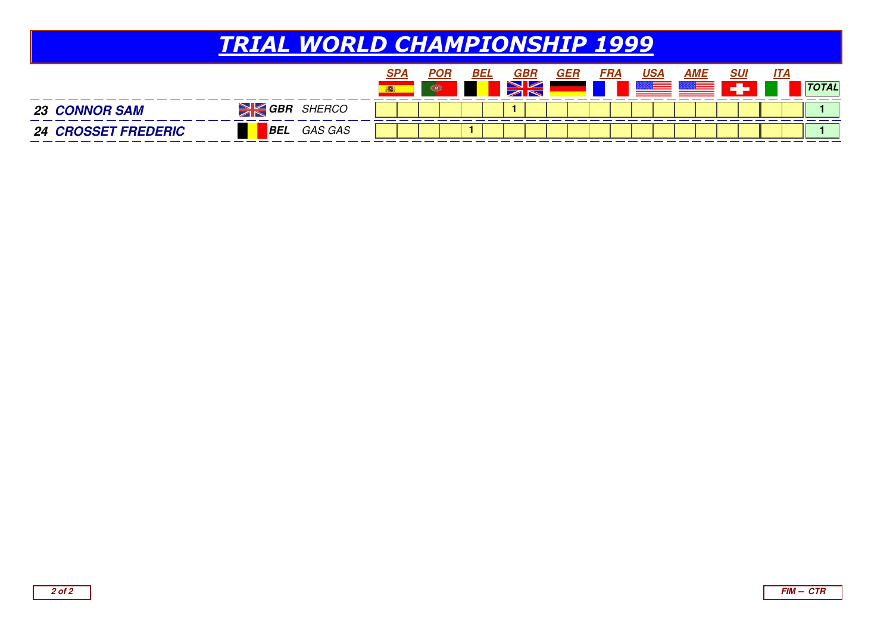# TRIAL WORLD CHAMPIONSHIP 1999

| | | | SPA | | POR | | BEL | | GBR | | GER | | FRA | | USA | | AME | | SUI | | ITA | | TOTAL |
|---|---|---|---|---|---|---|---|---|---|---|---|---|---|---|---|---|---|---|---|---|---|---|---|
| **23 CONNOR SAM** | **GBR** | *SHERCO* | | | | | | | 1 | | | | | | | | | | | | | | 1 |
| **24 CROSSET FREDERIC** | **BEL** | *GAS GAS* | | | | | 1 | | | | | | | | | | | | | | | | 1 |